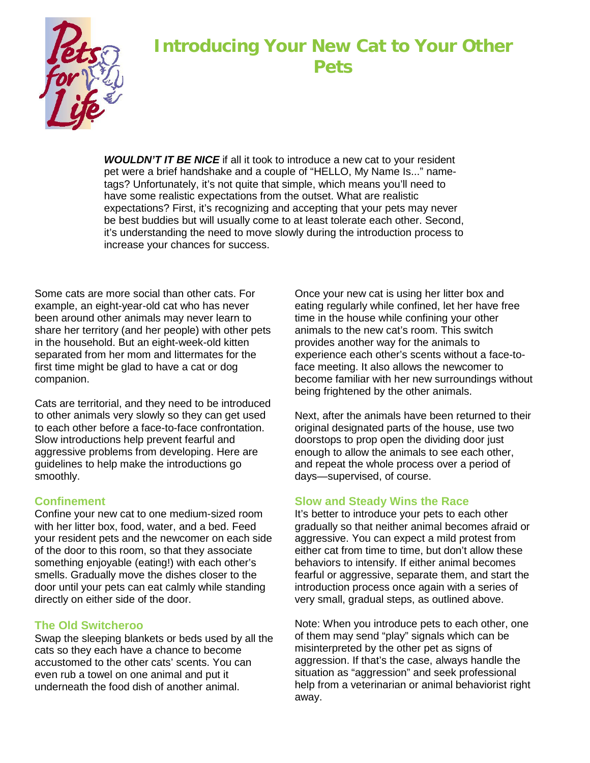# Introducing Your New Cat to Your Other Pets

***WOULDN'T IT BE NICE*** if all it took to introduce a new cat to your resident pet were a brief handshake and a couple of "HELLO, My Name Is..." name-tags? Unfortunately, it's not quite that simple, which means you'll need to have some realistic expectations from the outset. What are realistic expectations? First, it's recognizing and accepting that your pets may never be best buddies but will usually come to at least tolerate each other. Second, it's understanding the need to move slowly during the introduction process to increase your chances for success.

Some cats are more social than other cats. For example, an eight-year-old cat who has never been around other animals may never learn to share her territory (and her people) with other pets in the household. But an eight-week-old kitten separated from her mom and littermates for the first time might be glad to have a cat or dog companion.

Cats are territorial, and they need to be introduced to other animals very slowly so they can get used to each other before a face-to-face confrontation. Slow introductions help prevent fearful and aggressive problems from developing. Here are guidelines to help make the introductions go smoothly.

## Confinement

Confine your new cat to one medium-sized room with her litter box, food, water, and a bed. Feed your resident pets and the newcomer on each side of the door to this room, so that they associate something enjoyable (eating!) with each other's smells. Gradually move the dishes closer to the door until your pets can eat calmly while standing directly on either side of the door.

## The Old Switcheroo

Swap the sleeping blankets or beds used by all the cats so they each have a chance to become accustomed to the other cats' scents. You can even rub a towel on one animal and put it underneath the food dish of another animal.

Once your new cat is using her litter box and eating regularly while confined, let her have free time in the house while confining your other animals to the new cat's room. This switch provides another way for the animals to experience each other's scents without a face-to-face meeting. It also allows the newcomer to become familiar with her new surroundings without being frightened by the other animals.

Next, after the animals have been returned to their original designated parts of the house, use two doorstops to prop open the dividing door just enough to allow the animals to see each other, and repeat the whole process over a period of days—supervised, of course.

## Slow and Steady Wins the Race

It's better to introduce your pets to each other gradually so that neither animal becomes afraid or aggressive. You can expect a mild protest from either cat from time to time, but don't allow these behaviors to intensify. If either animal becomes fearful or aggressive, separate them, and start the introduction process once again with a series of very small, gradual steps, as outlined above.

Note: When you introduce pets to each other, one of them may send "play" signals which can be misinterpreted by the other pet as signs of aggression. If that's the case, always handle the situation as "aggression" and seek professional help from a veterinarian or animal behaviorist right away.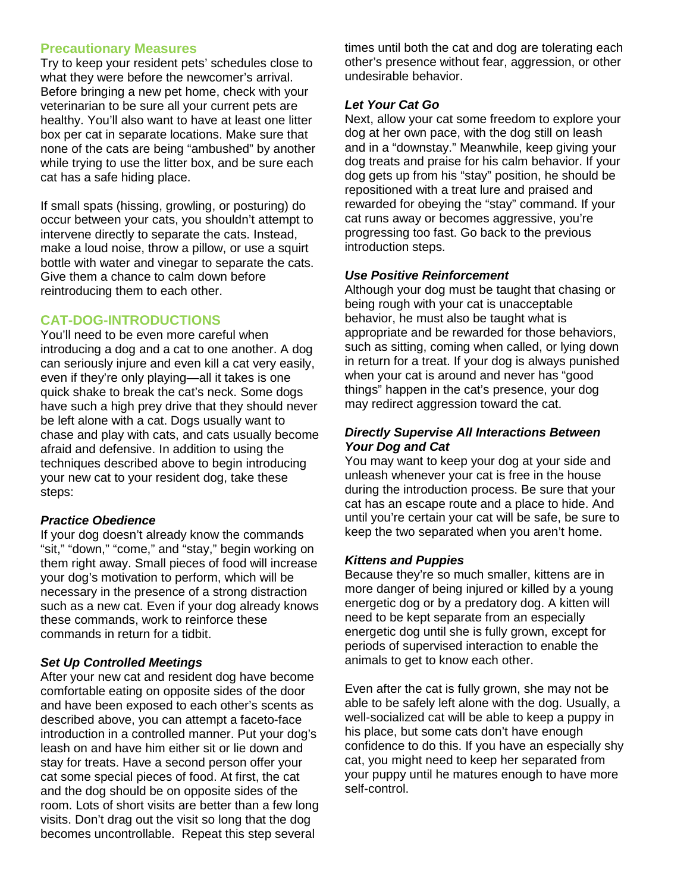## Precautionary Measures

Try to keep your resident pets' schedules close to what they were before the newcomer's arrival. Before bringing a new pet home, check with your veterinarian to be sure all your current pets are healthy. You'll also want to have at least one litter box per cat in separate locations. Make sure that none of the cats are being "ambushed" by another while trying to use the litter box, and be sure each cat has a safe hiding place.

If small spats (hissing, growling, or posturing) do occur between your cats, you shouldn't attempt to intervene directly to separate the cats. Instead, make a loud noise, throw a pillow, or use a squirt bottle with water and vinegar to separate the cats. Give them a chance to calm down before reintroducing them to each other.

## CAT-DOG-INTRODUCTIONS

You'll need to be even more careful when introducing a dog and a cat to one another. A dog can seriously injure and even kill a cat very easily, even if they're only playing—all it takes is one quick shake to break the cat's neck. Some dogs have such a high prey drive that they should never be left alone with a cat. Dogs usually want to chase and play with cats, and cats usually become afraid and defensive. In addition to using the techniques described above to begin introducing your new cat to your resident dog, take these steps:

### *Practice Obedience*

If your dog doesn't already know the commands "sit," "down," "come," and "stay," begin working on them right away. Small pieces of food will increase your dog's motivation to perform, which will be necessary in the presence of a strong distraction such as a new cat. Even if your dog already knows these commands, work to reinforce these commands in return for a tidbit.

### *Set Up Controlled Meetings*

After your new cat and resident dog have become comfortable eating on opposite sides of the door and have been exposed to each other's scents as described above, you can attempt a faceto-face introduction in a controlled manner. Put your dog's leash on and have him either sit or lie down and stay for treats. Have a second person offer your cat some special pieces of food. At first, the cat and the dog should be on opposite sides of the room. Lots of short visits are better than a few long visits. Don't drag out the visit so long that the dog becomes uncontrollable. Repeat this step several times until both the cat and dog are tolerating each other's presence without fear, aggression, or other undesirable behavior.

### *Let Your Cat Go*

Next, allow your cat some freedom to explore your dog at her own pace, with the dog still on leash and in a "downstay." Meanwhile, keep giving your dog treats and praise for his calm behavior. If your dog gets up from his "stay" position, he should be repositioned with a treat lure and praised and rewarded for obeying the "stay" command. If your cat runs away or becomes aggressive, you're progressing too fast. Go back to the previous introduction steps.

### *Use Positive Reinforcement*

Although your dog must be taught that chasing or being rough with your cat is unacceptable behavior, he must also be taught what is appropriate and be rewarded for those behaviors, such as sitting, coming when called, or lying down in return for a treat. If your dog is always punished when your cat is around and never has "good things" happen in the cat's presence, your dog may redirect aggression toward the cat.

### *Directly Supervise All Interactions Between Your Dog and Cat*

You may want to keep your dog at your side and unleash whenever your cat is free in the house during the introduction process. Be sure that your cat has an escape route and a place to hide. And until you're certain your cat will be safe, be sure to keep the two separated when you aren't home.

### *Kittens and Puppies*

Because they're so much smaller, kittens are in more danger of being injured or killed by a young energetic dog or by a predatory dog. A kitten will need to be kept separate from an especially energetic dog until she is fully grown, except for periods of supervised interaction to enable the animals to get to know each other.

Even after the cat is fully grown, she may not be able to be safely left alone with the dog. Usually, a well-socialized cat will be able to keep a puppy in his place, but some cats don't have enough confidence to do this. If you have an especially shy cat, you might need to keep her separated from your puppy until he matures enough to have more self-control.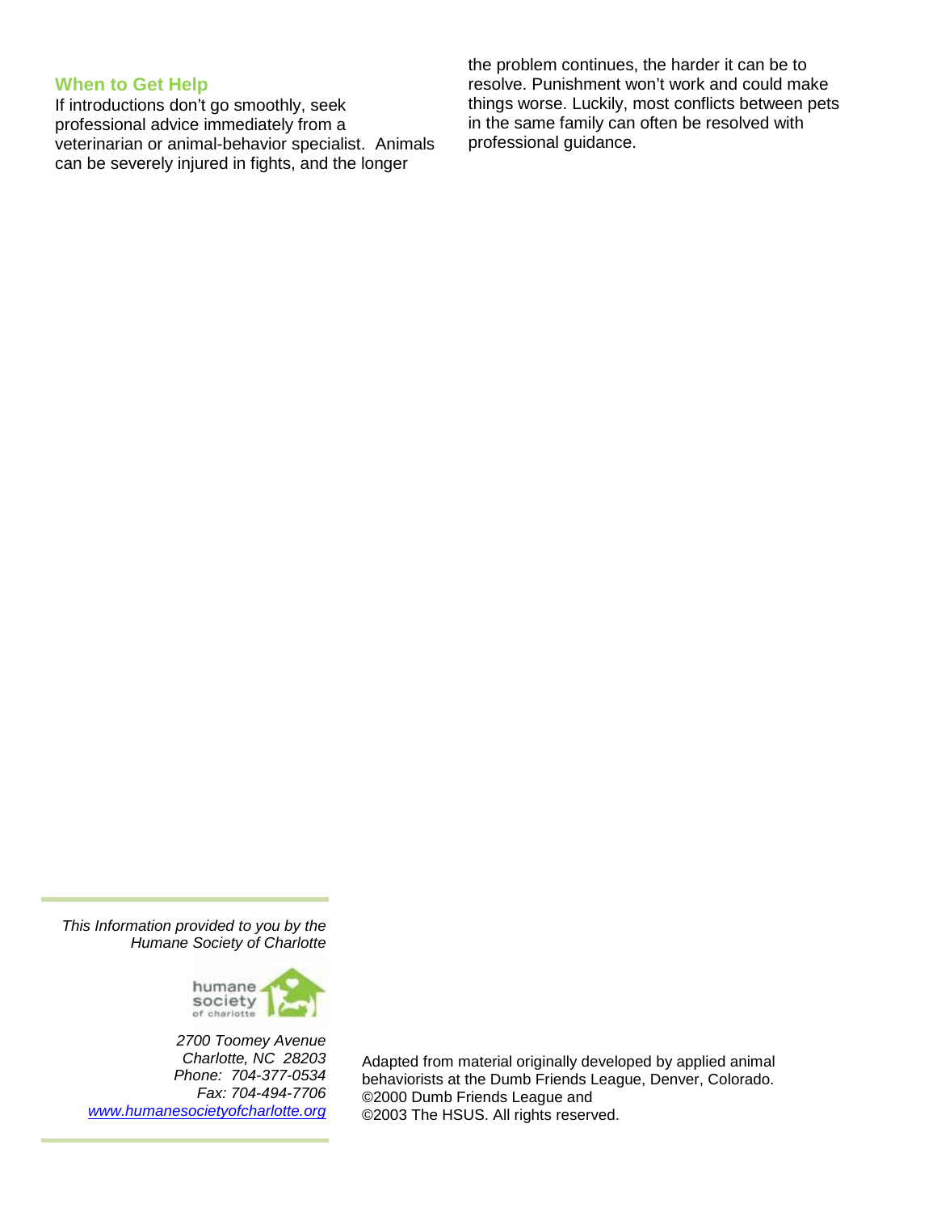## When to Get Help

If introductions don't go smoothly, seek professional advice immediately from a veterinarian or animal-behavior specialist. Animals can be severely injured in fights, and the longer the problem continues, the harder it can be to resolve. Punishment won't work and could make things worse. Luckily, most conflicts between pets in the same family can often be resolved with professional guidance.

*This Information provided to you by the Humane Society of Charlotte*

humane society of charlotte

*2700 Toomey Avenue*
*Charlotte, NC 28203*
*Phone: 704-377-0534*
*Fax: 704-494-7706*
*www.humanesocietyofcharlotte.org*

Adapted from material originally developed by applied animal behaviorists at the Dumb Friends League, Denver, Colorado.
©2000 Dumb Friends League and
©2003 The HSUS. All rights reserved.